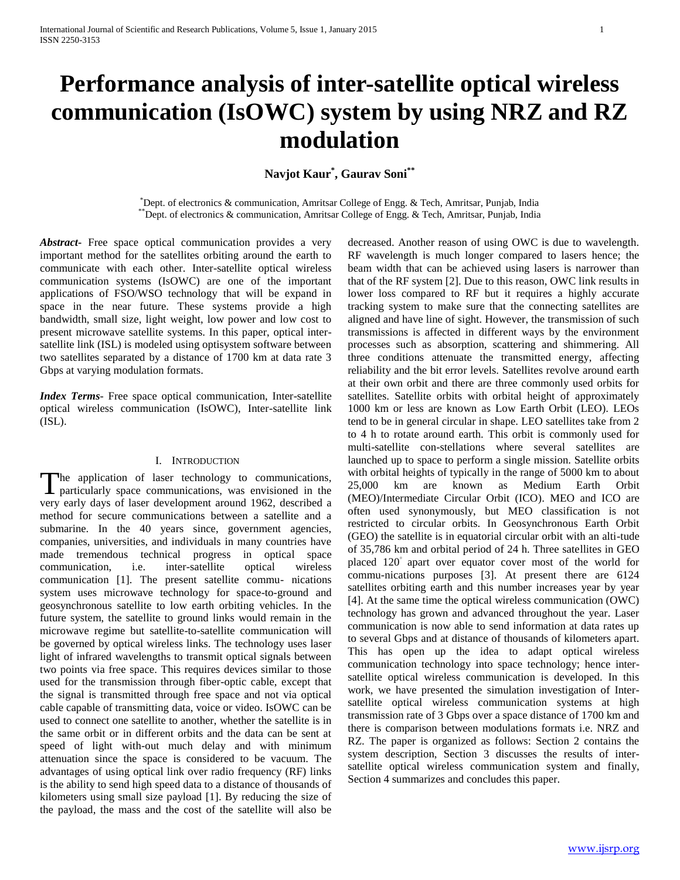# Performance analysis of inter-satellite optical wireless communication (IsOWC) system by using NRZ and RZ modulation

**Navjot Kaur[*], Gaurav Soni[**]**

[*]Dept. of electronics & communication, Amritsar College of Engg. & Tech, Amritsar, Punjab, India
[**]Dept. of electronics & communication, Amritsar College of Engg. & Tech, Amritsar, Punjab, India

***Abstract***- Free space optical communication provides a very important method for the satellites orbiting around the earth to communicate with each other. Inter-satellite optical wireless communication systems (IsOWC) are one of the important applications of FSO/WSO technology that will be expand in space in the near future. These systems provide a high bandwidth, small size, light weight, low power and low cost to present microwave satellite systems. In this paper, optical inter-satellite link (ISL) is modeled using optisystem software between two satellites separated by a distance of 1700 km at data rate 3 Gbps at varying modulation formats.

***Index Terms***- Free space optical communication, Inter-satellite optical wireless communication (IsOWC), Inter-satellite link (ISL).

## I. Introduction

The application of laser technology to communications, particularly space communications, was envisioned in the very early days of laser development around 1962, described a method for secure communications between a satellite and a submarine. In the 40 years since, government agencies, companies, universities, and individuals in many countries have made tremendous technical progress in optical space communication, i.e. inter-satellite optical wireless communication [1]. The present satellite commu- nications system uses microwave technology for space-to-ground and geosynchronous satellite to low earth orbiting vehicles. In the future system, the satellite to ground links would remain in the microwave regime but satellite-to-satellite communication will be governed by optical wireless links. The technology uses laser light of infrared wavelengths to transmit optical signals between two points via free space. This requires devices similar to those used for the transmission through fiber-optic cable, except that the signal is transmitted through free space and not via optical cable capable of transmitting data, voice or video. IsOWC can be used to connect one satellite to another, whether the satellite is in the same orbit or in different orbits and the data can be sent at speed of light with-out much delay and with minimum attenuation since the space is considered to be vacuum. The advantages of using optical link over radio frequency (RF) links is the ability to send high speed data to a distance of thousands of kilometers using small size payload [1]. By reducing the size of the payload, the mass and the cost of the satellite will also be decreased. Another reason of using OWC is due to wavelength. RF wavelength is much longer compared to lasers hence; the beam width that can be achieved using lasers is narrower than that of the RF system [2]. Due to this reason, OWC link results in lower loss compared to RF but it requires a highly accurate tracking system to make sure that the connecting satellites are aligned and have line of sight. However, the transmission of such transmissions is affected in different ways by the environment processes such as absorption, scattering and shimmering. All three conditions attenuate the transmitted energy, affecting reliability and the bit error levels. Satellites revolve around earth at their own orbit and there are three commonly used orbits for satellites. Satellite orbits with orbital height of approximately 1000 km or less are known as Low Earth Orbit (LEO). LEOs tend to be in general circular in shape. LEO satellites take from 2 to 4 h to rotate around earth. This orbit is commonly used for multi-satellite con-stellations where several satellites are launched up to space to perform a single mission. Satellite orbits with orbital heights of typically in the range of 5000 km to about 25,000 km are known as Medium Earth Orbit (MEO)/Intermediate Circular Orbit (ICO). MEO and ICO are often used synonymously, but MEO classification is not restricted to circular orbits. In Geosynchronous Earth Orbit (GEO) the satellite is in equatorial circular orbit with an alti-tude of 35,786 km and orbital period of 24 h. Three satellites in GEO placed 120° apart over equator cover most of the world for commu-nications purposes [3]. At present there are 6124 satellites orbiting earth and this number increases year by year [4]. At the same time the optical wireless communication (OWC) technology has grown and advanced throughout the year. Laser communication is now able to send information at data rates up to several Gbps and at distance of thousands of kilometers apart. This has open up the idea to adapt optical wireless communication technology into space technology; hence inter-satellite optical wireless communication is developed. In this work, we have presented the simulation investigation of Inter-satellite optical wireless communication systems at high transmission rate of 3 Gbps over a space distance of 1700 km and there is comparison between modulations formats i.e. NRZ and RZ. The paper is organized as follows: Section 2 contains the system description, Section 3 discusses the results of inter-satellite optical wireless communication system and finally, Section 4 summarizes and concludes this paper.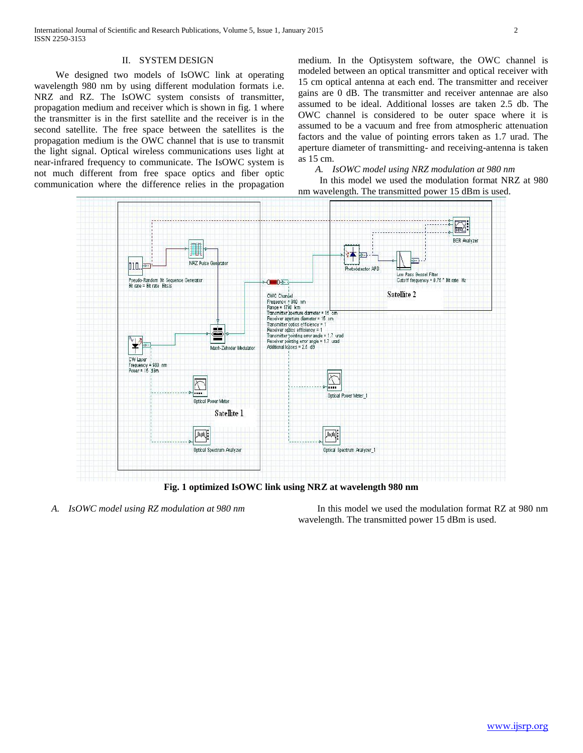## II. SYSTEM DESIGN

We designed two models of IsOWC link at operating wavelength 980 nm by using different modulation formats i.e. NRZ and RZ. The IsOWC system consists of transmitter, propagation medium and receiver which is shown in fig. 1 where the transmitter is in the first satellite and the receiver is in the second satellite. The free space between the satellites is the propagation medium is the OWC channel that is use to transmit the light signal. Optical wireless communications uses light at near-infrared frequency to communicate. The IsOWC system is not much different from free space optics and fiber optic communication where the difference relies in the propagation medium. In the Optisystem software, the OWC channel is modeled between an optical transmitter and optical receiver with 15 cm optical antenna at each end. The transmitter and receiver gains are 0 dB. The transmitter and receiver antennae are also assumed to be ideal. Additional losses are taken 2.5 db. The OWC channel is considered to be outer space where it is assumed to be a vacuum and free from atmospheric attenuation factors and the value of pointing errors taken as 1.7 urad. The aperture diameter of transmitting- and receiving-antenna is taken as 15 cm.

### *A. IsOWC model using NRZ modulation at 980 nm*

In this model we used the modulation format NRZ at 980 nm wavelength. The transmitted power 15 dBm is used.

**Fig. 1 optimized IsOWC link using NRZ at wavelength 980 nm**

### *A. IsOWC model using RZ modulation at 980 nm*

In this model we used the modulation format RZ at 980 nm wavelength. The transmitted power 15 dBm is used.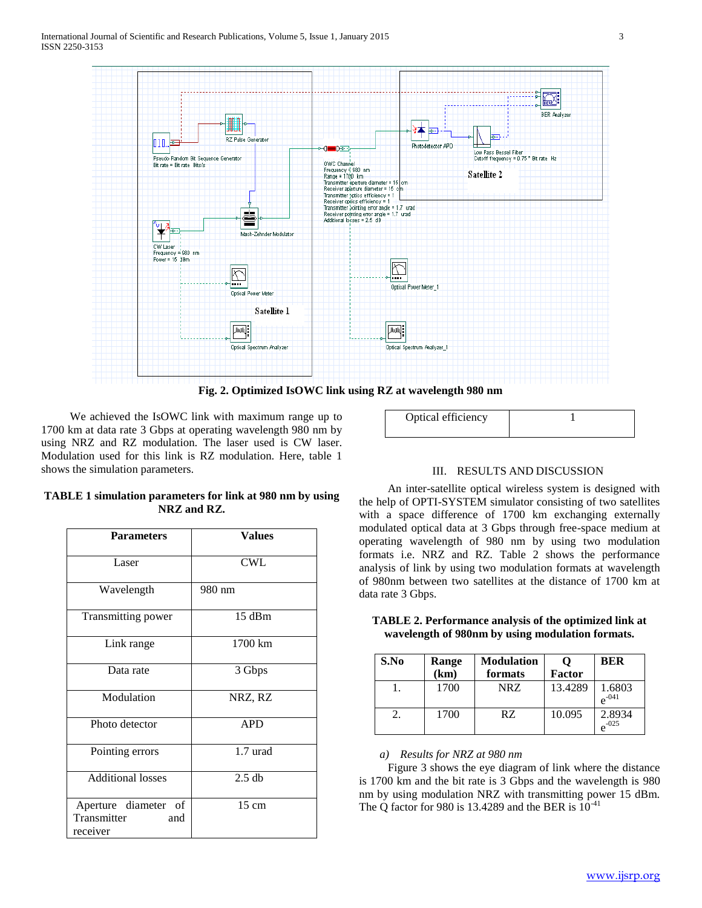Fig. 2. Optimized IsOWC link using RZ at wavelength 980 nm

We achieved the IsOWC link with maximum range up to 1700 km at data rate 3 Gbps at operating wavelength 980 nm by using NRZ and RZ modulation. The laser used is CW laser. Modulation used for this link is RZ modulation. Here, table 1 shows the simulation parameters.

**TABLE 1 simulation parameters for link at 980 nm by using NRZ and RZ.**

| Parameters | Values |
|---|---|
| Laser | CWL |
| Wavelength | 980 nm |
| Transmitting power | 15 dBm |
| Link range | 1700 km |
| Data rate | 3 Gbps |
| Modulation | NRZ, RZ |
| Photo detector | APD |
| Pointing errors | 1.7 urad |
| Additional losses | 2.5 db |
| Aperture diameter of Transmitter and receiver | 15 cm |
| Optical efficiency | 1 |

## III. RESULTS AND DISCUSSION

An inter-satellite optical wireless system is designed with the help of OPTI-SYSTEM simulator consisting of two satellites with a space difference of 1700 km exchanging externally modulated optical data at 3 Gbps through free-space medium at operating wavelength of 980 nm by using two modulation formats i.e. NRZ and RZ. Table 2 shows the performance analysis of link by using two modulation formats at wavelength of 980nm between two satellites at the distance of 1700 km at data rate 3 Gbps.

**TABLE 2. Performance analysis of the optimized link at wavelength of 980nm by using modulation formats.**

| S.No | Range (km) | Modulation formats | Q Factor | BER |
|---|---|---|---|---|
| 1. | 1700 | NRZ | 13.4289 | 1.6803 $e^{-041}$ |
| 2. | 1700 | RZ | 10.095 | 2.8934 $e^{-025}$ |

### *a) Results for NRZ at 980 nm*

Figure 3 shows the eye diagram of link where the distance is 1700 km and the bit rate is 3 Gbps and the wavelength is 980 nm by using modulation NRZ with transmitting power 15 dBm. The Q factor for 980 is 13.4289 and the BER is $10^{-41}$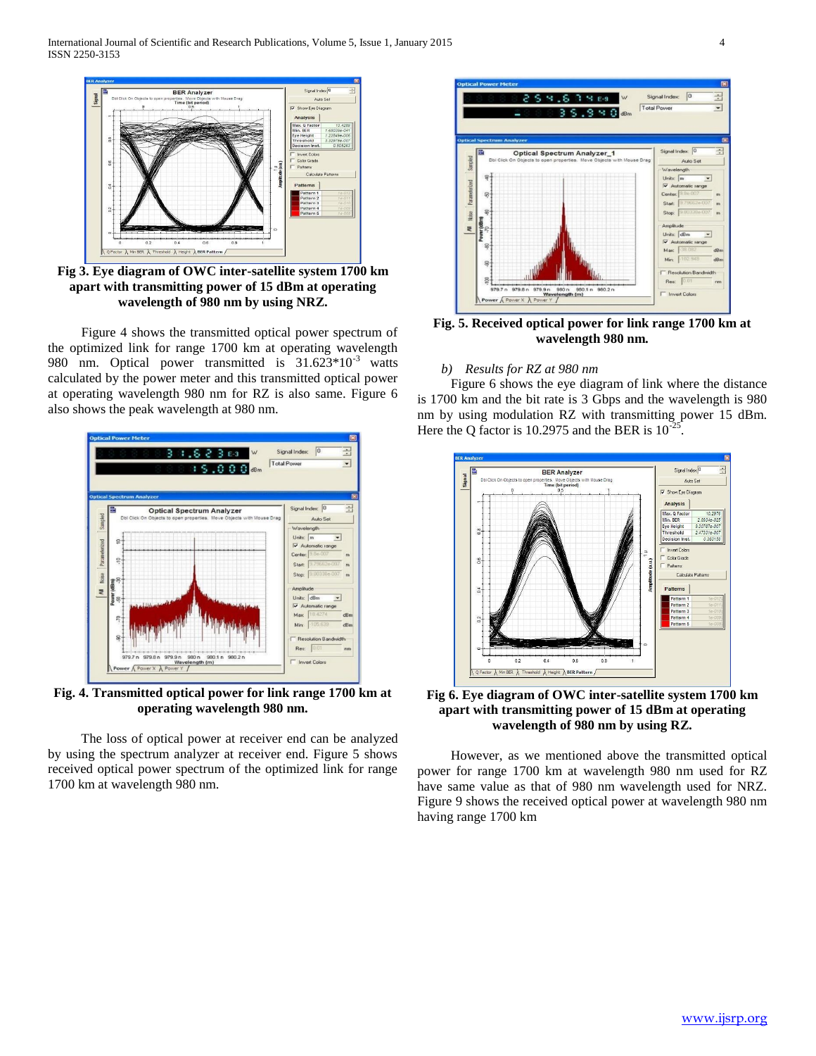Fig 3. Eye diagram of OWC inter-satellite system 1700 km apart with transmitting power of 15 dBm at operating wavelength of 980 nm by using NRZ.

Figure 4 shows the transmitted optical power spectrum of the optimized link for range 1700 km at operating wavelength 980 nm. Optical power transmitted is $31.623*10^{-3}$ watts calculated by the power meter and this transmitted optical power at operating wavelength 980 nm for RZ is also same. Figure 6 also shows the peak wavelength at 980 nm.

**Fig. 4. Transmitted optical power for link range 1700 km at operating wavelength 980 nm.**

The loss of optical power at receiver end can be analyzed by using the spectrum analyzer at receiver end. Figure 5 shows received optical power spectrum of the optimized link for range 1700 km at wavelength 980 nm.

**Fig. 5. Received optical power for link range 1700 km at wavelength 980 nm.**

### *b) Results for RZ at 980 nm*

Figure 6 shows the eye diagram of link where the distance is 1700 km and the bit rate is 3 Gbps and the wavelength is 980 nm by using modulation RZ with transmitting power 15 dBm. Here the Q factor is 10.2975 and the BER is $10^{-25}$.

**Fig 6. Eye diagram of OWC inter-satellite system 1700 km apart with transmitting power of 15 dBm at operating wavelength of 980 nm by using RZ.**

However, as we mentioned above the transmitted optical power for range 1700 km at wavelength 980 nm used for RZ have same value as that of 980 nm wavelength used for NRZ. Figure 9 shows the received optical power at wavelength 980 nm having range 1700 km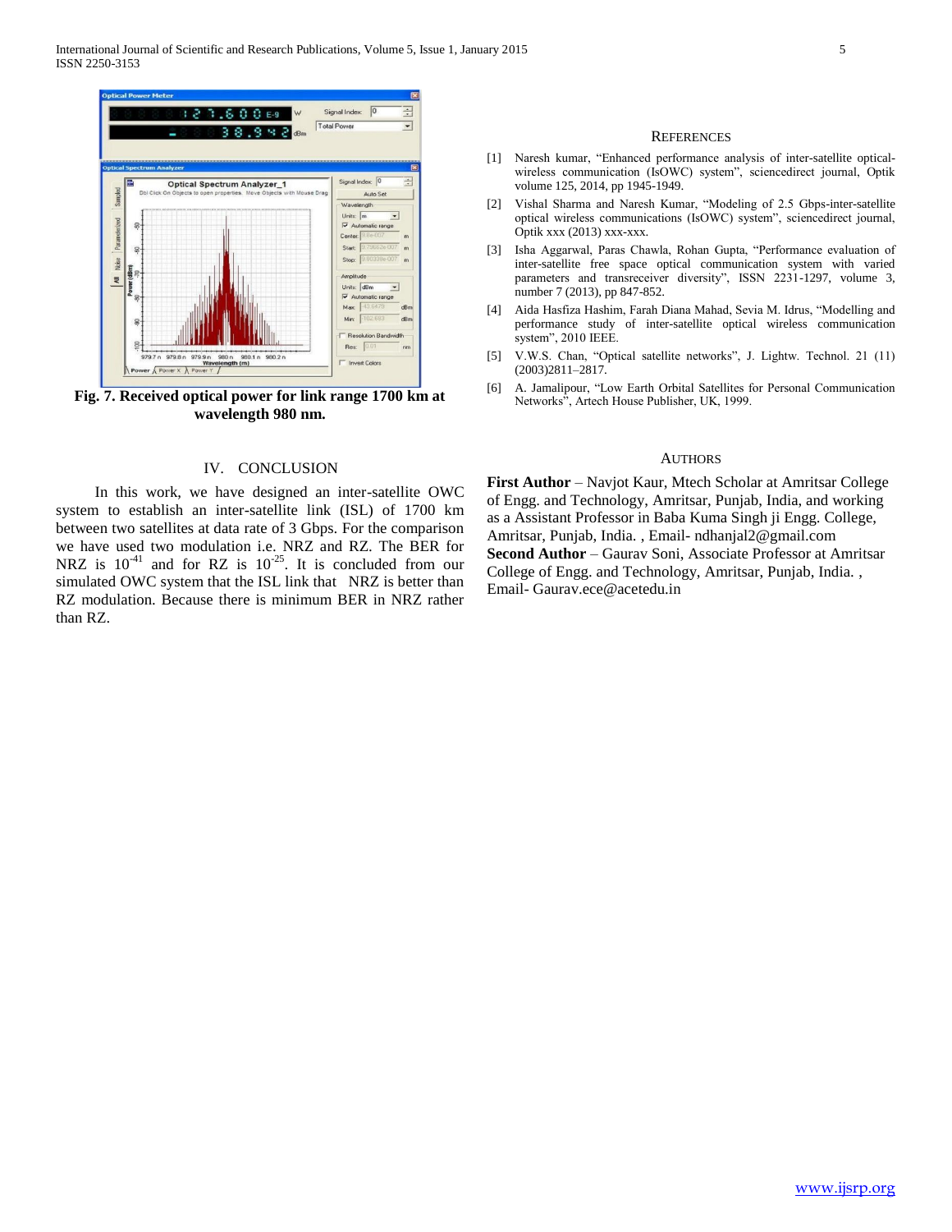Fig. 7. Received optical power for link range 1700 km at wavelength 980 nm.

## IV. CONCLUSION

In this work, we have designed an inter-satellite OWC system to establish an inter-satellite link (ISL) of 1700 km between two satellites at data rate of 3 Gbps. For the comparison we have used two modulation i.e. NRZ and RZ. The BER for NRZ is $10^{-41}$ and for RZ is $10^{-25}$. It is concluded from our simulated OWC system that the ISL link that NRZ is better than RZ modulation. Because there is minimum BER in NRZ rather than RZ.

## REFERENCES

[1] Naresh kumar, "Enhanced performance analysis of inter-satellite optical-wireless communication (IsOWC) system", sciencedirect journal, Optik volume 125, 2014, pp 1945-1949.

[2] Vishal Sharma and Naresh Kumar, "Modeling of 2.5 Gbps-inter-satellite optical wireless communications (IsOWC) system", sciencedirect journal, Optik xxx (2013) xxx-xxx.

[3] Isha Aggarwal, Paras Chawla, Rohan Gupta, "Performance evaluation of inter-satellite free space optical communication system with varied parameters and transreceiver diversity", ISSN 2231-1297, volume 3, number 7 (2013), pp 847-852.

[4] Aida Hasfiza Hashim, Farah Diana Mahad, Sevia M. Idrus, "Modelling and performance study of inter-satellite optical wireless communication system", 2010 IEEE.

[5] V.W.S. Chan, "Optical satellite networks", J. Lightw. Technol. 21 (11) (2003)2811–2817.

[6] A. Jamalipour, "Low Earth Orbital Satellites for Personal Communication Networks", Artech House Publisher, UK, 1999.

## AUTHORS

**First Author** – Navjot Kaur, Mtech Scholar at Amritsar College of Engg. and Technology, Amritsar, Punjab, India, and working as a Assistant Professor in Baba Kuma Singh ji Engg. College, Amritsar, Punjab, India. , Email- ndhanjal2@gmail.com

**Second Author** – Gaurav Soni, Associate Professor at Amritsar College of Engg. and Technology, Amritsar, Punjab, India. , Email- Gaurav.ece@acetedu.in